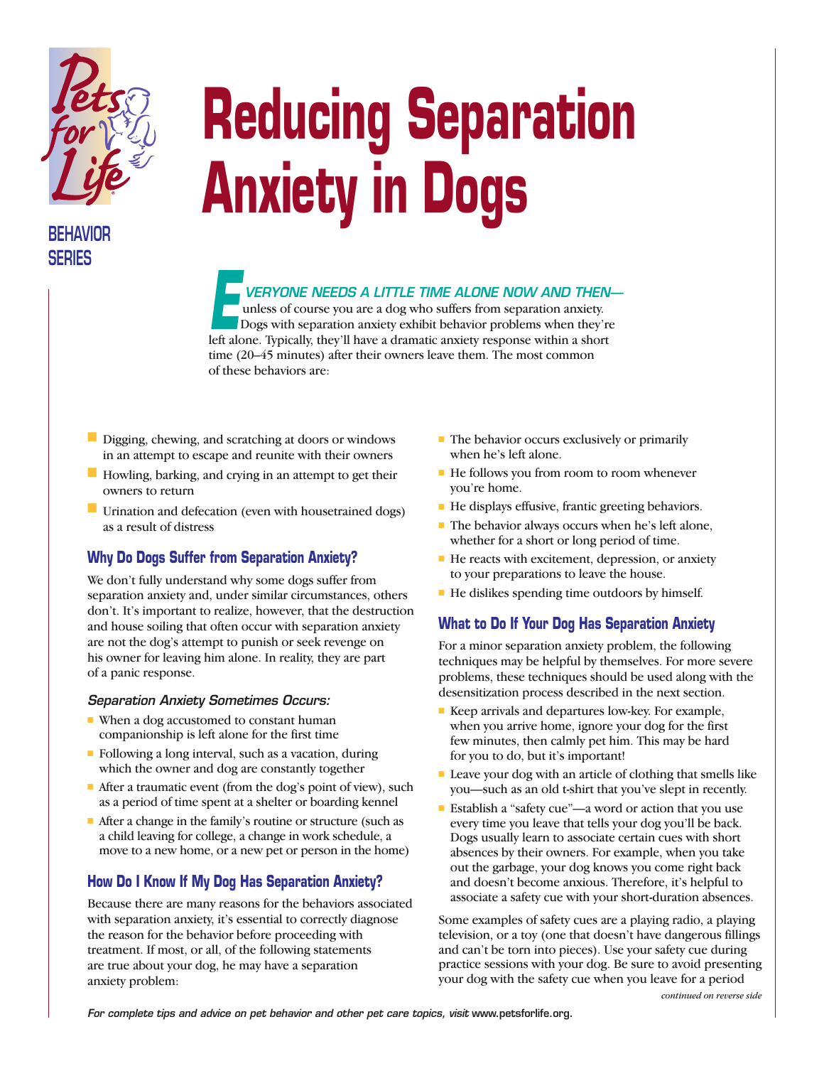BEHAVIOR SERIES

# Reducing Separation Anxiety in Dogs

***EVERYONE NEEDS A LITTLE TIME ALONE NOW AND THEN—*** unless of course you are a dog who suffers from separation anxiety. Dogs with separation anxiety exhibit behavior problems when they're left alone. Typically, they'll have a dramatic anxiety response within a short time (20–45 minutes) after their owners leave them. The most common of these behaviors are:

- Digging, chewing, and scratching at doors or windows in an attempt to escape and reunite with their owners
- Howling, barking, and crying in an attempt to get their owners to return
- Urination and defecation (even with housetrained dogs) as a result of distress

## Why Do Dogs Suffer from Separation Anxiety?

We don't fully understand why some dogs suffer from separation anxiety and, under similar circumstances, others don't. It's important to realize, however, that the destruction and house soiling that often occur with separation anxiety are not the dog's attempt to punish or seek revenge on his owner for leaving him alone. In reality, they are part of a panic response.

### *Separation Anxiety Sometimes Occurs:*

- When a dog accustomed to constant human companionship is left alone for the first time
- Following a long interval, such as a vacation, during which the owner and dog are constantly together
- After a traumatic event (from the dog's point of view), such as a period of time spent at a shelter or boarding kennel
- After a change in the family's routine or structure (such as a child leaving for college, a change in work schedule, a move to a new home, or a new pet or person in the home)

## How Do I Know If My Dog Has Separation Anxiety?

Because there are many reasons for the behaviors associated with separation anxiety, it's essential to correctly diagnose the reason for the behavior before proceeding with treatment. If most, or all, of the following statements are true about your dog, he may have a separation anxiety problem:

- The behavior occurs exclusively or primarily when he's left alone.
- He follows you from room to room whenever you're home.
- He displays effusive, frantic greeting behaviors.
- The behavior always occurs when he's left alone, whether for a short or long period of time.
- He reacts with excitement, depression, or anxiety to your preparations to leave the house.
- He dislikes spending time outdoors by himself.

## What to Do If Your Dog Has Separation Anxiety

For a minor separation anxiety problem, the following techniques may be helpful by themselves. For more severe problems, these techniques should be used along with the desensitization process described in the next section.

- Keep arrivals and departures low-key. For example, when you arrive home, ignore your dog for the first few minutes, then calmly pet him. This may be hard for you to do, but it's important!
- Leave your dog with an article of clothing that smells like you—such as an old t-shirt that you've slept in recently.
- Establish a "safety cue"—a word or action that you use every time you leave that tells your dog you'll be back. Dogs usually learn to associate certain cues with short absences by their owners. For example, when you take out the garbage, your dog knows you come right back and doesn't become anxious. Therefore, it's helpful to associate a safety cue with your short-duration absences.

Some examples of safety cues are a playing radio, a playing television, or a toy (one that doesn't have dangerous fillings and can't be torn into pieces). Use your safety cue during practice sessions with your dog. Be sure to avoid presenting your dog with the safety cue when you leave for a period

*continued on reverse side*

*For complete tips and advice on pet behavior and other pet care topics, visit* www.petsforlife.org.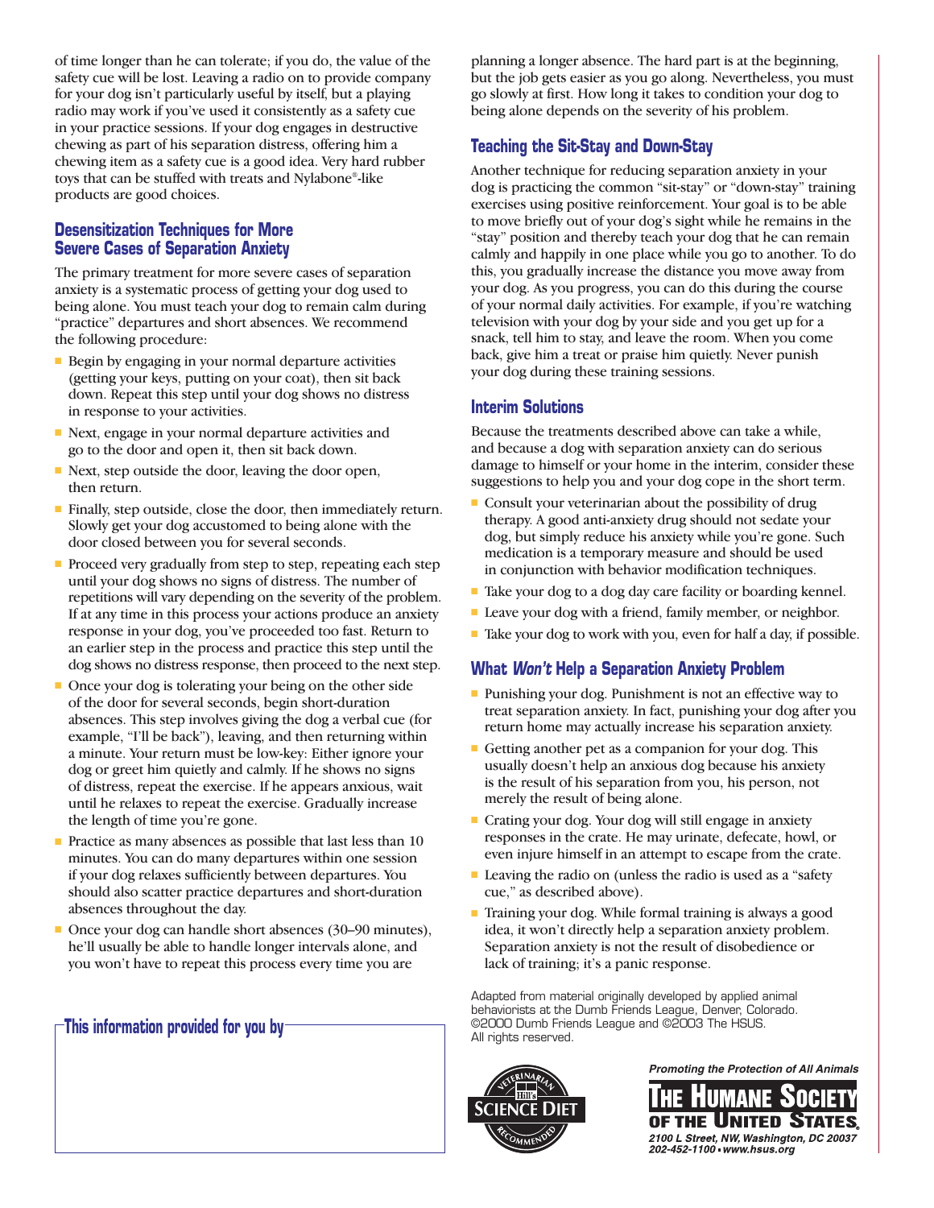of time longer than he can tolerate; if you do, the value of the safety cue will be lost. Leaving a radio on to provide company for your dog isn't particularly useful by itself, but a playing radio may work if you've used it consistently as a safety cue in your practice sessions. If your dog engages in destructive chewing as part of his separation distress, offering him a chewing item as a safety cue is a good idea. Very hard rubber toys that can be stuffed with treats and Nylabone®-like products are good choices.

## Desensitization Techniques for More Severe Cases of Separation Anxiety

The primary treatment for more severe cases of separation anxiety is a systematic process of getting your dog used to being alone. You must teach your dog to remain calm during "practice" departures and short absences. We recommend the following procedure:

- Begin by engaging in your normal departure activities (getting your keys, putting on your coat), then sit back down. Repeat this step until your dog shows no distress in response to your activities.
- Next, engage in your normal departure activities and go to the door and open it, then sit back down.
- Next, step outside the door, leaving the door open, then return.
- Finally, step outside, close the door, then immediately return. Slowly get your dog accustomed to being alone with the door closed between you for several seconds.
- Proceed very gradually from step to step, repeating each step until your dog shows no signs of distress. The number of repetitions will vary depending on the severity of the problem. If at any time in this process your actions produce an anxiety response in your dog, you've proceeded too fast. Return to an earlier step in the process and practice this step until the dog shows no distress response, then proceed to the next step.
- Once your dog is tolerating your being on the other side of the door for several seconds, begin short-duration absences. This step involves giving the dog a verbal cue (for example, "I'll be back"), leaving, and then returning within a minute. Your return must be low-key: Either ignore your dog or greet him quietly and calmly. If he shows no signs of distress, repeat the exercise. If he appears anxious, wait until he relaxes to repeat the exercise. Gradually increase the length of time you're gone.
- Practice as many absences as possible that last less than 10 minutes. You can do many departures within one session if your dog relaxes sufficiently between departures. You should also scatter practice departures and short-duration absences throughout the day.
- Once your dog can handle short absences (30–90 minutes), he'll usually be able to handle longer intervals alone, and you won't have to repeat this process every time you are planning a longer absence. The hard part is at the beginning, but the job gets easier as you go along. Nevertheless, you must go slowly at first. How long it takes to condition your dog to being alone depends on the severity of his problem.

## Teaching the Sit-Stay and Down-Stay

Another technique for reducing separation anxiety in your dog is practicing the common "sit-stay" or "down-stay" training exercises using positive reinforcement. Your goal is to be able to move briefly out of your dog's sight while he remains in the "stay" position and thereby teach your dog that he can remain calmly and happily in one place while you go to another. To do this, you gradually increase the distance you move away from your dog. As you progress, you can do this during the course of your normal daily activities. For example, if you're watching television with your dog by your side and you get up for a snack, tell him to stay, and leave the room. When you come back, give him a treat or praise him quietly. Never punish your dog during these training sessions.

## Interim Solutions

Because the treatments described above can take a while, and because a dog with separation anxiety can do serious damage to himself or your home in the interim, consider these suggestions to help you and your dog cope in the short term.

- Consult your veterinarian about the possibility of drug therapy. A good anti-anxiety drug should not sedate your dog, but simply reduce his anxiety while you're gone. Such medication is a temporary measure and should be used in conjunction with behavior modification techniques.
- Take your dog to a dog day care facility or boarding kennel.
- Leave your dog with a friend, family member, or neighbor.
- Take your dog to work with you, even for half a day, if possible.

## What *Won't* Help a Separation Anxiety Problem

- Punishing your dog. Punishment is not an effective way to treat separation anxiety. In fact, punishing your dog after you return home may actually increase his separation anxiety.
- Getting another pet as a companion for your dog. This usually doesn't help an anxious dog because his anxiety is the result of his separation from you, his person, not merely the result of being alone.
- Crating your dog. Your dog will still engage in anxiety responses in the crate. He may urinate, defecate, howl, or even injure himself in an attempt to escape from the crate.
- Leaving the radio on (unless the radio is used as a "safety cue," as described above).
- Training your dog. While formal training is always a good idea, it won't directly help a separation anxiety problem. Separation anxiety is not the result of disobedience or lack of training; it's a panic response.

Adapted from material originally developed by applied animal behaviorists at the Dumb Friends League, Denver, Colorado. ©2000 Dumb Friends League and ©2003 The HSUS. All rights reserved.

**This information provided for you by**

Veterinarian Recommended Hill's Science Diet

*Promoting the Protection of All Animals*

**The Humane Society of the United States**

*2100 L Street, NW, Washington, DC 20037*
*202-452-1100 • www.hsus.org*